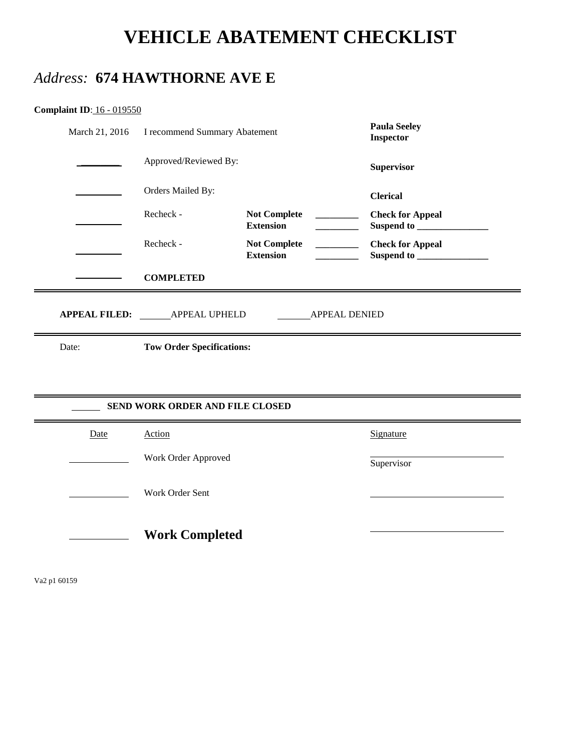# VEHICLE ABATEMENT CHECKLIST

## *Address:* 674 HAWTHORNE AVE E

**Complaint ID**: 16 - 019550

| | | | | |
|---|---|---|---|---|
| March 21, 2016 | I recommend Summary Abatement | | | **Paula Seeley**<br>**Inspector** |
| ________ | Approved/Reviewed By: | | | **Supervisor** |
| ________ | Orders Mailed By: | | | **Clerical** |
| ________ | Recheck - | **Not Complete**<br>**Extension** | ________<br>________ | **Check for Appeal**<br>**Suspend to** ______________ |
| ________ | Recheck - | **Not Complete**<br>**Extension** | ________<br>________ | **Check for Appeal**<br>**Suspend to** ______________ |
| ________ | **COMPLETED** | | | |

---

**APPEAL FILED:** ______APPEAL UPHELD ______APPEAL DENIED

---

Date: **Tow Order Specifications:**

---

______ **SEND WORK ORDER AND FILE CLOSED**

---

| Date | Action | Signature |
|---|---|---|
| __________ | Work Order Approved | ________________________<br>Supervisor |
| __________ | Work Order Sent | ________________________ |
| __________ | **Work Completed** | ________________________ |

Va2 p1 60159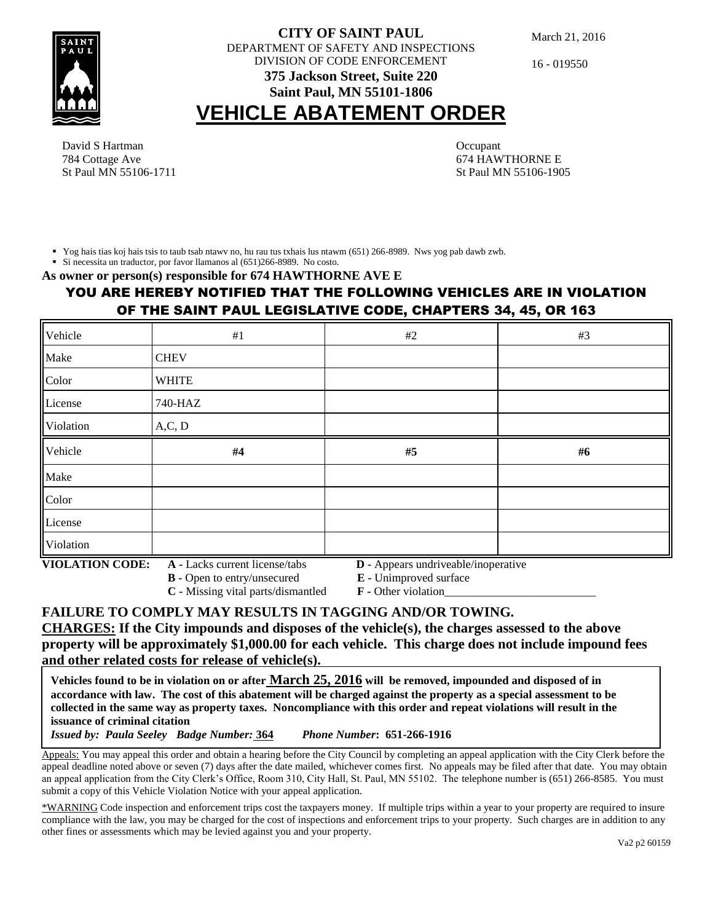**CITY OF SAINT PAUL**
DEPARTMENT OF SAFETY AND INSPECTIONS
DIVISION OF CODE ENFORCEMENT
**375 Jackson Street, Suite 220**
**Saint Paul, MN 55101-1806**

March 21, 2016

16 - 019550

# VEHICLE ABATEMENT ORDER

David S Hartman
784 Cottage Ave
St Paul MN 55106-1711

Occupant
674 HAWTHORNE E
St Paul MN 55106-1905

- Yog hais tias koj hais tsis to taub tsab ntawv no, hu rau tus txhais lus ntawm (651) 266-8989. Nws yog pab dawb zwb.
- Si necessita un traductor, por favor llamanos al (651)266-8989. No costo.

**As owner or person(s) responsible for 674 HAWTHORNE AVE E**

## YOU ARE HEREBY NOTIFIED THAT THE FOLLOWING VEHICLES ARE IN VIOLATION OF THE SAINT PAUL LEGISLATIVE CODE, CHAPTERS 34, 45, OR 163

| Vehicle | #1 | #2 | #3 |
|---|---|---|---|
| Make | CHEV | | |
| Color | WHITE | | |
| License | 740-HAZ | | |
| Violation | A,C, D | | |
| Vehicle | **#4** | **#5** | **#6** |
| Make | | | |
| Color | | | |
| License | | | |
| Violation | | | |

**VIOLATION CODE:**
**A -** Lacks current license/tabs
**B -** Open to entry/unsecured
**C -** Missing vital parts/dismantled
**D -** Appears undriveable/inoperative
**E -** Unimproved surface
**F -** Other violation__________________________

**FAILURE TO COMPLY MAY RESULTS IN TAGGING AND/OR TOWING.**

**CHARGES: If the City impounds and disposes of the vehicle(s), the charges assessed to the above property will be approximately $1,000.00 for each vehicle. This charge does not include impound fees and other related costs for release of vehicle(s).**

**Vehicles found to be in violation on or after March 25, 2016 will be removed, impounded and disposed of in accordance with law. The cost of this abatement will be charged against the property as a special assessment to be collected in the same way as property taxes. Noncompliance with this order and repeat violations will result in the issuance of criminal citation**

***Issued by: Paula Seeley Badge Number:* 364 *Phone Number*: 651-266-1916**

Appeals: You may appeal this order and obtain a hearing before the City Council by completing an appeal application with the City Clerk before the appeal deadline noted above or seven (7) days after the date mailed, whichever comes first. No appeals may be filed after that date. You may obtain an appeal application from the City Clerk's Office, Room 310, City Hall, St. Paul, MN 55102. The telephone number is (651) 266-8585. You must submit a copy of this Vehicle Violation Notice with your appeal application.

*WARNING Code inspection and enforcement trips cost the taxpayers money. If multiple trips within a year to your property are required to insure compliance with the law, you may be charged for the cost of inspections and enforcement trips to your property. Such charges are in addition to any other fines or assessments which may be levied against you and your property.

Va2 p2 60159